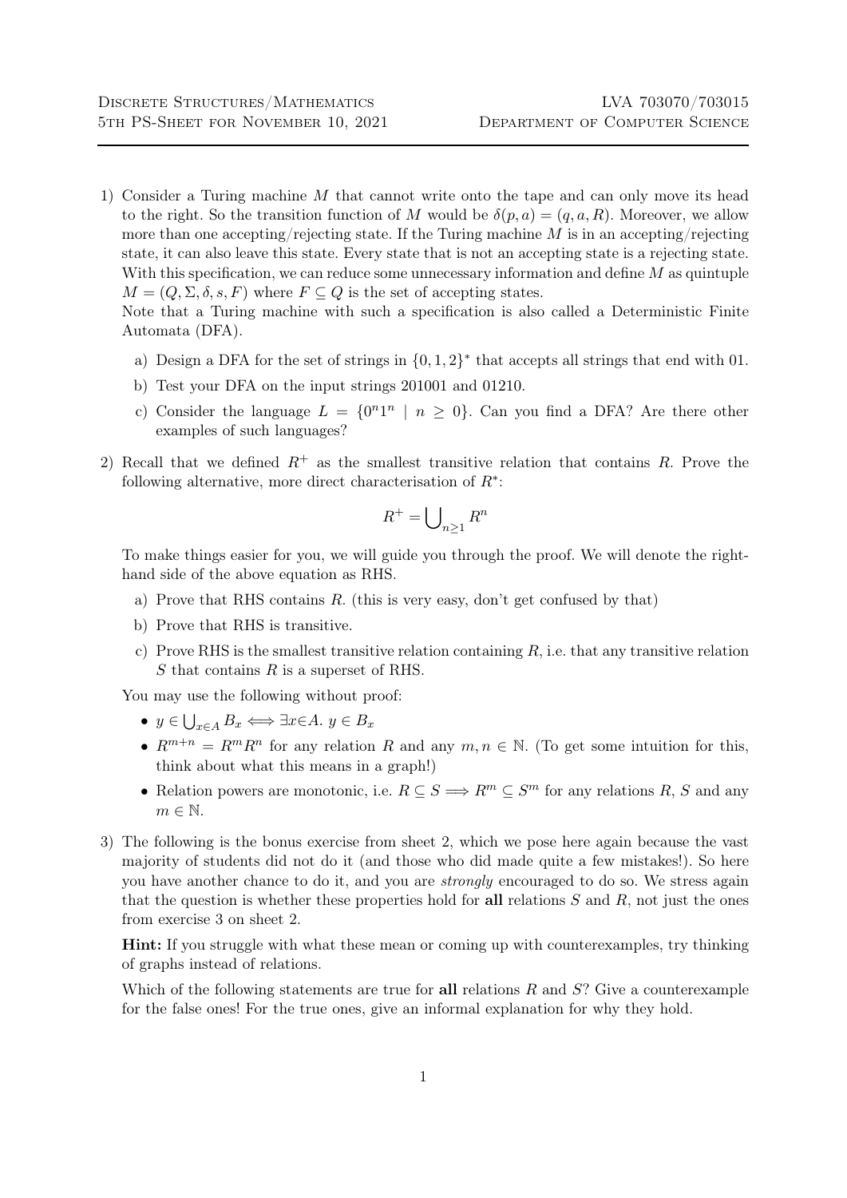1) Consider a Turing machine $M$ that cannot write onto the tape and can only move its head to the right. So the transition function of $M$ would be $\delta(p, a) = (q, a, R)$. Moreover, we allow more than one accepting/rejecting state. If the Turing machine $M$ is in an accepting/rejecting state, it can also leave this state. Every state that is not an accepting state is a rejecting state. With this specification, we can reduce some unnecessary information and define $M$ as quintuple $M = (Q, \Sigma, \delta, s, F)$ where $F \subseteq Q$ is the set of accepting states.
   Note that a Turing machine with such a specification is also called a Deterministic Finite Automata (DFA).

   a) Design a DFA for the set of strings in $\{0, 1, 2\}^*$ that accepts all strings that end with 01.

   b) Test your DFA on the input strings 201001 and 01210.

   c) Consider the language $L = \{0^n 1^n \mid n \geq 0\}$. Can you find a DFA? Are there other examples of such languages?

2) Recall that we defined $R^+$ as the smallest transitive relation that contains $R$. Prove the following alternative, more direct characterisation of $R^*$:

$$R^+ = \bigcup_{n \geq 1} R^n$$

   To make things easier for you, we will guide you through the proof. We will denote the right-hand side of the above equation as RHS.

   a) Prove that RHS contains $R$. (this is very easy, don't get confused by that)

   b) Prove that RHS is transitive.

   c) Prove RHS is the smallest transitive relation containing $R$, i.e. that any transitive relation $S$ that contains $R$ is a superset of RHS.

   You may use the following without proof:

   - $y \in \bigcup_{x \in A} B_x \iff \exists x \in A.\ y \in B_x$
   - $R^{m+n} = R^m R^n$ for any relation $R$ and any $m, n \in \mathbb{N}$. (To get some intuition for this, think about what this means in a graph!)
   - Relation powers are monotonic, i.e. $R \subseteq S \implies R^m \subseteq S^m$ for any relations $R$, $S$ and any $m \in \mathbb{N}$.

3) The following is the bonus exercise from sheet 2, which we pose here again because the vast majority of students did not do it (and those who did made quite a few mistakes!). So here you have another chance to do it, and you are *strongly* encouraged to do so. We stress again that the question is whether these properties hold for **all** relations $S$ and $R$, not just the ones from exercise 3 on sheet 2.

   **Hint:** If you struggle with what these mean or coming up with counterexamples, try thinking of graphs instead of relations.

   Which of the following statements are true for **all** relations $R$ and $S$? Give a counterexample for the false ones! For the true ones, give an informal explanation for why they hold.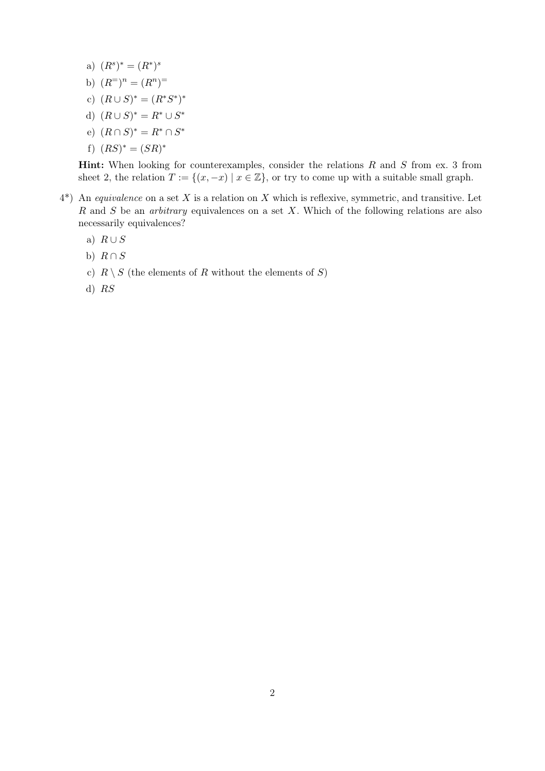a) $(R^s)^* = (R^*)^s$

b) $(R^=)^n = (R^n)^=$

c) $(R \cup S)^* = (R^* S^*)^*$

d) $(R \cup S)^* = R^* \cup S^*$

e) $(R \cap S)^* = R^* \cap S^*$

f) $(RS)^* = (SR)^*$

**Hint:** When looking for counterexamples, consider the relations $R$ and $S$ from ex. 3 from sheet 2, the relation $T := \{(x, -x) \mid x \in \mathbb{Z}\}$, or try to come up with a suitable small graph.

4*) An *equivalence* on a set $X$ is a relation on $X$ which is reflexive, symmetric, and transitive. Let $R$ and $S$ be an *arbitrary* equivalences on a set $X$. Which of the following relations are also necessarily equivalences?

a) $R \cup S$

b) $R \cap S$

c) $R \setminus S$ (the elements of $R$ without the elements of $S$)

d) $RS$